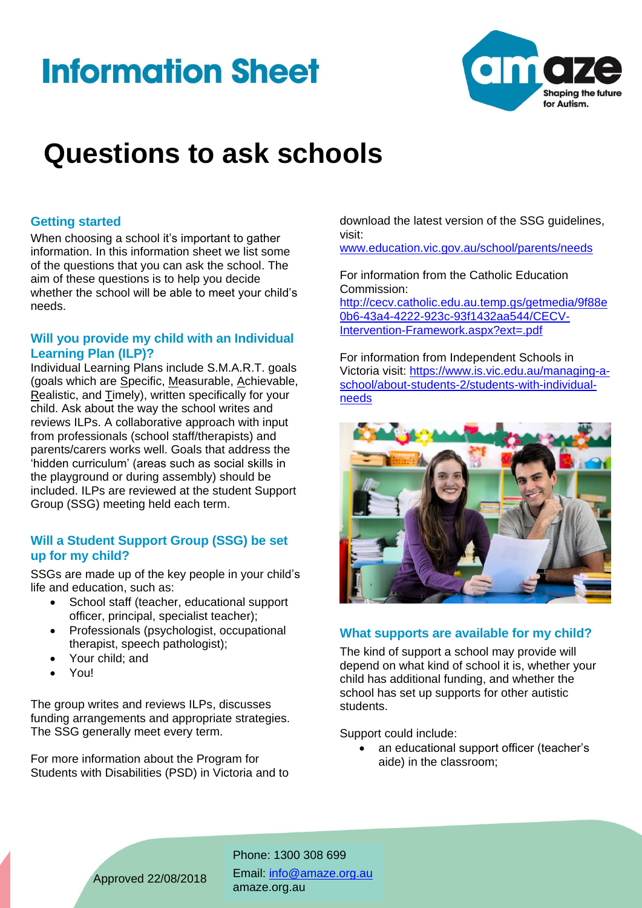# Information Sheet

# Questions to ask schools

## Getting started

When choosing a school it's important to gather information. In this information sheet we list some of the questions that you can ask the school. The aim of these questions is to help you decide whether the school will be able to meet your child's needs.

## Will you provide my child with an Individual Learning Plan (ILP)?

Individual Learning Plans include S.M.A.R.T. goals (goals which are Specific, Measurable, Achievable, Realistic, and Timely), written specifically for your child. Ask about the way the school writes and reviews ILPs. A collaborative approach with input from professionals (school staff/therapists) and parents/carers works well. Goals that address the 'hidden curriculum' (areas such as social skills in the playground or during assembly) should be included. ILPs are reviewed at the student Support Group (SSG) meeting held each term.

## Will a Student Support Group (SSG) be set up for my child?

SSGs are made up of the key people in your child's life and education, such as:

- School staff (teacher, educational support officer, principal, specialist teacher);
- Professionals (psychologist, occupational therapist, speech pathologist);
- Your child; and
- You!

The group writes and reviews ILPs, discusses funding arrangements and appropriate strategies. The SSG generally meet every term.

For more information about the Program for Students with Disabilities (PSD) in Victoria and to download the latest version of the SSG guidelines, visit:
www.education.vic.gov.au/school/parents/needs

For information from the Catholic Education Commission:
http://cecv.catholic.edu.au.temp.gs/getmedia/9f88e0b6-43a4-4222-923c-93f1432aa544/CECV-Intervention-Framework.aspx?ext=.pdf

For information from Independent Schools in Victoria visit: https://www.is.vic.edu.au/managing-a-school/about-students-2/students-with-individual-needs

## What supports are available for my child?

The kind of support a school may provide will depend on what kind of school it is, whether your child has additional funding, and whether the school has set up supports for other autistic students.

Support could include:

- an educational support officer (teacher's aide) in the classroom;

Approved 22/08/2018

Phone: 1300 308 699
Email: info@amaze.org.au
amaze.org.au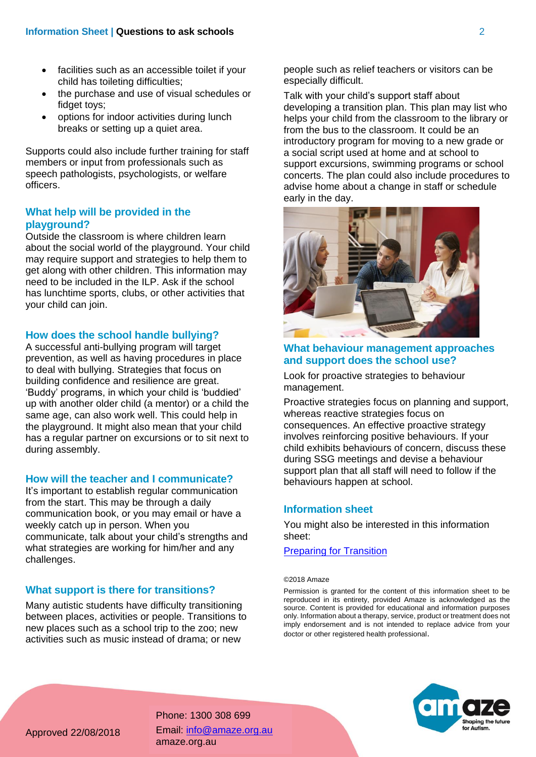- facilities such as an accessible toilet if your child has toileting difficulties;
- the purchase and use of visual schedules or fidget toys;
- options for indoor activities during lunch breaks or setting up a quiet area.

Supports could also include further training for staff members or input from professionals such as speech pathologists, psychologists, or welfare officers.

## What help will be provided in the playground?

Outside the classroom is where children learn about the social world of the playground. Your child may require support and strategies to help them to get along with other children. This information may need to be included in the ILP. Ask if the school has lunchtime sports, clubs, or other activities that your child can join.

## How does the school handle bullying?

A successful anti-bullying program will target prevention, as well as having procedures in place to deal with bullying. Strategies that focus on building confidence and resilience are great. 'Buddy' programs, in which your child is 'buddied' up with another older child (a mentor) or a child the same age, can also work well. This could help in the playground. It might also mean that your child has a regular partner on excursions or to sit next to during assembly.

## How will the teacher and I communicate?

It's important to establish regular communication from the start. This may be through a daily communication book, or you may email or have a weekly catch up in person. When you communicate, talk about your child's strengths and what strategies are working for him/her and any challenges.

## What support is there for transitions?

Many autistic students have difficulty transitioning between places, activities or people. Transitions to new places such as a school trip to the zoo; new activities such as music instead of drama; or new people such as relief teachers or visitors can be especially difficult.

Talk with your child's support staff about developing a transition plan. This plan may list who helps your child from the classroom to the library or from the bus to the classroom. It could be an introductory program for moving to a new grade or a social script used at home and at school to support excursions, swimming programs or school concerts. The plan could also include procedures to advise home about a change in staff or schedule early in the day.

## What behaviour management approaches and support does the school use?

Look for proactive strategies to behaviour management.

Proactive strategies focus on planning and support, whereas reactive strategies focus on consequences. An effective proactive strategy involves reinforcing positive behaviours. If your child exhibits behaviours of concern, discuss these during SSG meetings and devise a behaviour support plan that all staff will need to follow if the behaviours happen at school.

## Information sheet

You might also be interested in this information sheet:

[Preparing for Transition]

©2018 Amaze

Permission is granted for the content of this information sheet to be reproduced in its entirety, provided Amaze is acknowledged as the source. Content is provided for educational and information purposes only. Information about a therapy, service, product or treatment does not imply endorsement and is not intended to replace advice from your doctor or other registered health professional.

Approved 22/08/2018

Phone: 1300 308 699
Email: info@amaze.org.au
amaze.org.au

amaze Shaping the future for Autism.